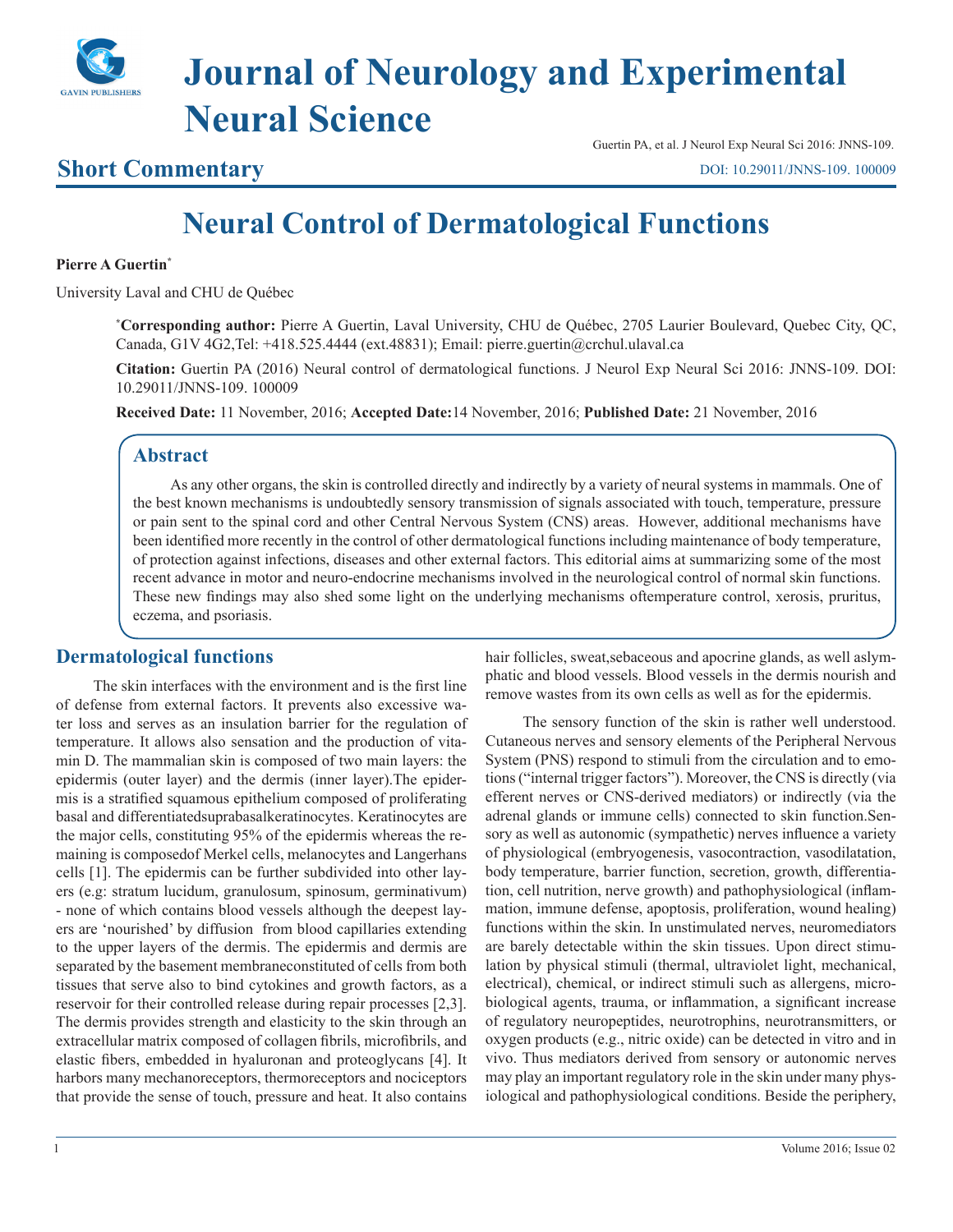# Journal of Neurology and Experimental Neural Science

Guertin PA, et al. J Neurol Exp Neural Sci 2016: JNNS-109.

## Short Commentary

DOI: 10.29011/JNNS-109. 100009

# Neural Control of Dermatological Functions

**Pierre A Guertin***

University Laval and CHU de Québec

**\*Corresponding author:** Pierre A Guertin, Laval University, CHU de Québec, 2705 Laurier Boulevard, Quebec City, QC, Canada, G1V 4G2,Tel: +418.525.4444 (ext.48831); Email: pierre.guertin@crchul.ulaval.ca

**Citation:** Guertin PA (2016) Neural control of dermatological functions. J Neurol Exp Neural Sci 2016: JNNS-109. DOI: 10.29011/JNNS-109. 100009

**Received Date:** 11 November, 2016; **Accepted Date:** 14 November, 2016; **Published Date:** 21 November, 2016

## Abstract

As any other organs, the skin is controlled directly and indirectly by a variety of neural systems in mammals. One of the best known mechanisms is undoubtedly sensory transmission of signals associated with touch, temperature, pressure or pain sent to the spinal cord and other Central Nervous System (CNS) areas. However, additional mechanisms have been identified more recently in the control of other dermatological functions including maintenance of body temperature, of protection against infections, diseases and other external factors. This editorial aims at summarizing some of the most recent advance in motor and neuro-endocrine mechanisms involved in the neurological control of normal skin functions. These new findings may also shed some light on the underlying mechanisms oftemperature control, xerosis, pruritus, eczema, and psoriasis.

## Dermatological functions

The skin interfaces with the environment and is the first line of defense from external factors. It prevents also excessive water loss and serves as an insulation barrier for the regulation of temperature. It allows also sensation and the production of vitamin D. The mammalian skin is composed of two main layers: the epidermis (outer layer) and the dermis (inner layer).The epidermis is a stratified squamous epithelium composed of proliferating basal and differentiatedsuprabasalkeratinocytes. Keratinocytes are the major cells, constituting 95% of the epidermis whereas the remaining is composedof Merkel cells, melanocytes and Langerhans cells [1]. The epidermis can be further subdivided into other layers (e.g: stratum lucidum, granulosum, spinosum, germinativum) - none of which contains blood vessels although the deepest layers are 'nourished' by diffusion from blood capillaries extending to the upper layers of the dermis. The epidermis and dermis are separated by the basement membraneconstituted of cells from both tissues that serve also to bind cytokines and growth factors, as a reservoir for their controlled release during repair processes [2,3]. The dermis provides strength and elasticity to the skin through an extracellular matrix composed of collagen fibrils, microfibrils, and elastic fibers, embedded in hyaluronan and proteoglycans [4]. It harbors many mechanoreceptors, thermoreceptors and nociceptors that provide the sense of touch, pressure and heat. It also contains hair follicles, sweat,sebaceous and apocrine glands, as well aslymphatic and blood vessels. Blood vessels in the dermis nourish and remove wastes from its own cells as well as for the epidermis.

The sensory function of the skin is rather well understood. Cutaneous nerves and sensory elements of the Peripheral Nervous System (PNS) respond to stimuli from the circulation and to emotions ("internal trigger factors"). Moreover, the CNS is directly (via efferent nerves or CNS-derived mediators) or indirectly (via the adrenal glands or immune cells) connected to skin function.Sensory as well as autonomic (sympathetic) nerves influence a variety of physiological (embryogenesis, vasocontraction, vasodilatation, body temperature, barrier function, secretion, growth, differentiation, cell nutrition, nerve growth) and pathophysiological (inflammation, immune defense, apoptosis, proliferation, wound healing) functions within the skin. In unstimulated nerves, neuromediators are barely detectable within the skin tissues. Upon direct stimulation by physical stimuli (thermal, ultraviolet light, mechanical, electrical), chemical, or indirect stimuli such as allergens, microbiological agents, trauma, or inflammation, a significant increase of regulatory neuropeptides, neurotrophins, neurotransmitters, or oxygen products (e.g., nitric oxide) can be detected in vitro and in vivo. Thus mediators derived from sensory or autonomic nerves may play an important regulatory role in the skin under many physiological and pathophysiological conditions. Beside the periphery,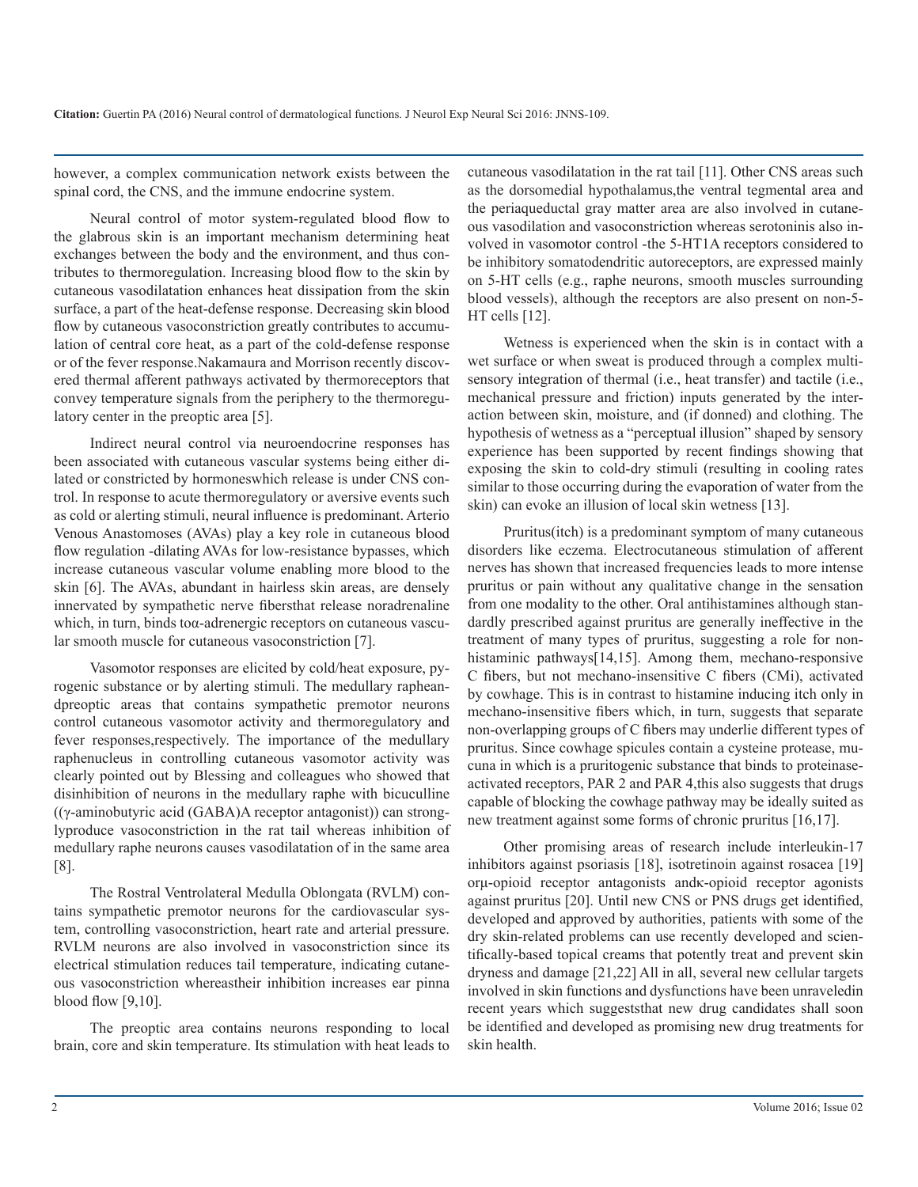however, a complex communication network exists between the spinal cord, the CNS, and the immune endocrine system.

Neural control of motor system-regulated blood flow to the glabrous skin is an important mechanism determining heat exchanges between the body and the environment, and thus contributes to thermoregulation. Increasing blood flow to the skin by cutaneous vasodilatation enhances heat dissipation from the skin surface, a part of the heat-defense response. Decreasing skin blood flow by cutaneous vasoconstriction greatly contributes to accumulation of central core heat, as a part of the cold-defense response or of the fever response.Nakamaura and Morrison recently discovered thermal afferent pathways activated by thermoreceptors that convey temperature signals from the periphery to the thermoregulatory center in the preoptic area [5].

Indirect neural control via neuroendocrine responses has been associated with cutaneous vascular systems being either dilated or constricted by hormoneswhich release is under CNS control. In response to acute thermoregulatory or aversive events such as cold or alerting stimuli, neural influence is predominant. Arterio Venous Anastomoses (AVAs) play a key role in cutaneous blood flow regulation -dilating AVAs for low-resistance bypasses, which increase cutaneous vascular volume enabling more blood to the skin [6]. The AVAs, abundant in hairless skin areas, are densely innervated by sympathetic nerve fibersthat release noradrenaline which, in turn, binds toα-adrenergic receptors on cutaneous vascular smooth muscle for cutaneous vasoconstriction [7].

Vasomotor responses are elicited by cold/heat exposure, pyrogenic substance or by alerting stimuli. The medullary rapheandpreoptic areas that contains sympathetic premotor neurons control cutaneous vasomotor activity and thermoregulatory and fever responses,respectively. The importance of the medullary raphenucleus in controlling cutaneous vasomotor activity was clearly pointed out by Blessing and colleagues who showed that disinhibition of neurons in the medullary raphe with bicuculline ((γ-aminobutyric acid (GABA)A receptor antagonist)) can stronglyproduce vasoconstriction in the rat tail whereas inhibition of medullary raphe neurons causes vasodilatation of in the same area [8].

The Rostral Ventrolateral Medulla Oblongata (RVLM) contains sympathetic premotor neurons for the cardiovascular system, controlling vasoconstriction, heart rate and arterial pressure. RVLM neurons are also involved in vasoconstriction since its electrical stimulation reduces tail temperature, indicating cutaneous vasoconstriction whereastheir inhibition increases ear pinna blood flow [9,10].

The preoptic area contains neurons responding to local brain, core and skin temperature. Its stimulation with heat leads to cutaneous vasodilatation in the rat tail [11]. Other CNS areas such as the dorsomedial hypothalamus,the ventral tegmental area and the periaqueductal gray matter area are also involved in cutaneous vasodilation and vasoconstriction whereas serotoninis also involved in vasomotor control -the 5-HT1A receptors considered to be inhibitory somatodendritic autoreceptors, are expressed mainly on 5-HT cells (e.g., raphe neurons, smooth muscles surrounding blood vessels), although the receptors are also present on non-5-HT cells [12].

Wetness is experienced when the skin is in contact with a wet surface or when sweat is produced through a complex multisensory integration of thermal (i.e., heat transfer) and tactile (i.e., mechanical pressure and friction) inputs generated by the interaction between skin, moisture, and (if donned) and clothing. The hypothesis of wetness as a "perceptual illusion" shaped by sensory experience has been supported by recent findings showing that exposing the skin to cold-dry stimuli (resulting in cooling rates similar to those occurring during the evaporation of water from the skin) can evoke an illusion of local skin wetness [13].

Pruritus(itch) is a predominant symptom of many cutaneous disorders like eczema. Electrocutaneous stimulation of afferent nerves has shown that increased frequencies leads to more intense pruritus or pain without any qualitative change in the sensation from one modality to the other. Oral antihistamines although standardly prescribed against pruritus are generally ineffective in the treatment of many types of pruritus, suggesting a role for non-histaminic pathways[14,15]. Among them, mechano-responsive C fibers, but not mechano-insensitive C fibers (CMi), activated by cowhage. This is in contrast to histamine inducing itch only in mechano-insensitive fibers which, in turn, suggests that separate non-overlapping groups of C fibers may underlie different types of pruritus. Since cowhage spicules contain a cysteine protease, mucuna in which is a pruritogenic substance that binds to proteinase-activated receptors, PAR 2 and PAR 4,this also suggests that drugs capable of blocking the cowhage pathway may be ideally suited as new treatment against some forms of chronic pruritus [16,17].

Other promising areas of research include interleukin-17 inhibitors against psoriasis [18], isotretinoin against rosacea [19] orμ-opioid receptor antagonists andκ-opioid receptor agonists against pruritus [20]. Until new CNS or PNS drugs get identified, developed and approved by authorities, patients with some of the dry skin-related problems can use recently developed and scientifically-based topical creams that potently treat and prevent skin dryness and damage [21,22] All in all, several new cellular targets involved in skin functions and dysfunctions have been unraveledin recent years which suggeststhat new drug candidates shall soon be identified and developed as promising new drug treatments for skin health.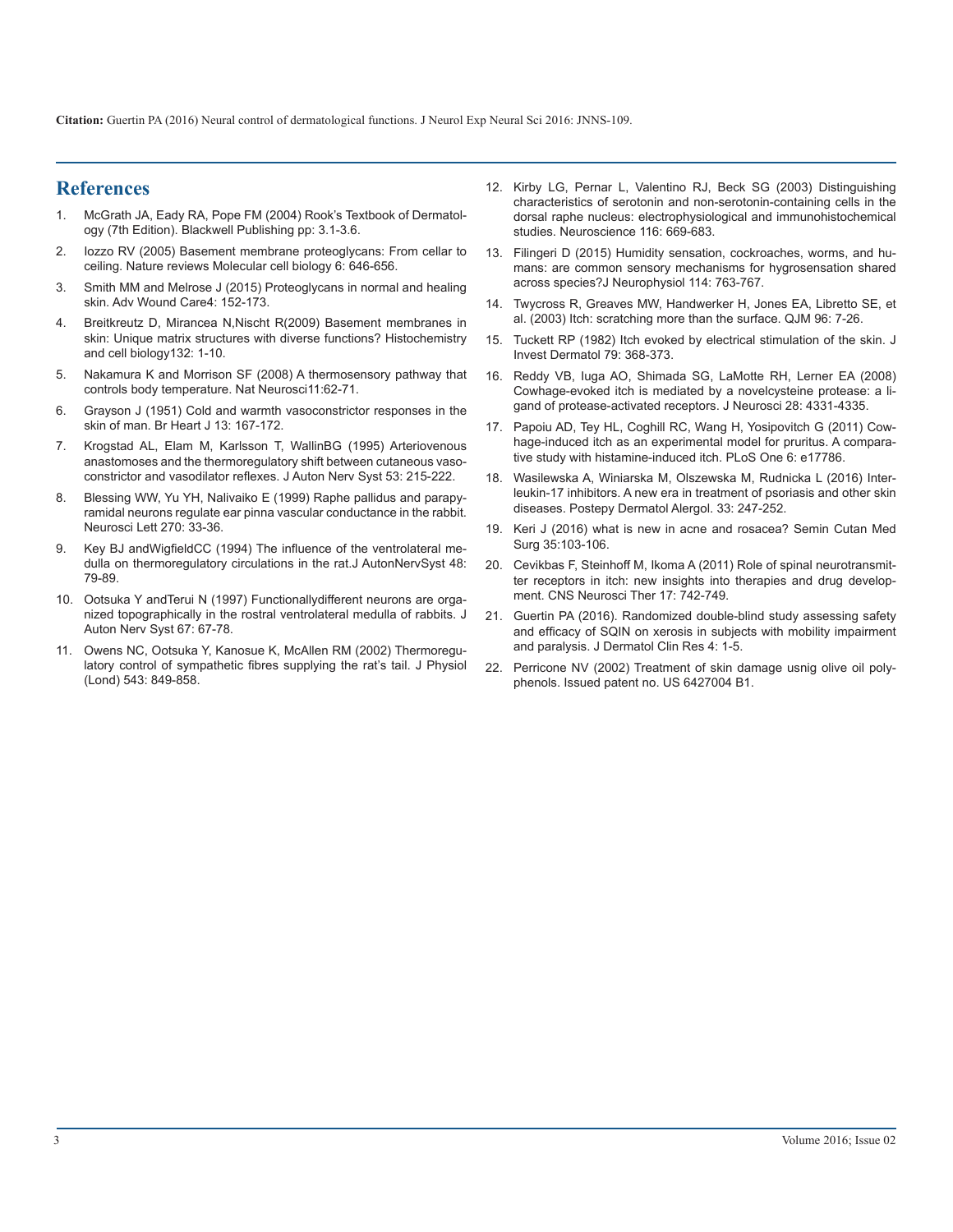## References

1. McGrath JA, Eady RA, Pope FM (2004) Rook's Textbook of Dermatology (7th Edition). Blackwell Publishing pp: 3.1-3.6.
2. Iozzo RV (2005) Basement membrane proteoglycans: From cellar to ceiling. Nature reviews Molecular cell biology 6: 646-656.
3. Smith MM and Melrose J (2015) Proteoglycans in normal and healing skin. Adv Wound Care4: 152-173.
4. Breitkreutz D, Mirancea N,Nischt R(2009) Basement membranes in skin: Unique matrix structures with diverse functions? Histochemistry and cell biology132: 1-10.
5. Nakamura K and Morrison SF (2008) A thermosensory pathway that controls body temperature. Nat Neurosci11:62-71.
6. Grayson J (1951) Cold and warmth vasoconstrictor responses in the skin of man. Br Heart J 13: 167-172.
7. Krogstad AL, Elam M, Karlsson T, WallinBG (1995) Arteriovenous anastomoses and the thermoregulatory shift between cutaneous vasoconstrictor and vasodilator reflexes. J Auton Nerv Syst 53: 215-222.
8. Blessing WW, Yu YH, Nalivaiko E (1999) Raphe pallidus and parapyramidal neurons regulate ear pinna vascular conductance in the rabbit. Neurosci Lett 270: 33-36.
9. Key BJ andWigfieldCC (1994) The influence of the ventrolateral medulla on thermoregulatory circulations in the rat.J AutonNervSyst 48: 79-89.
10. Ootsuka Y andTerui N (1997) Functionallydifferent neurons are organized topographically in the rostral ventrolateral medulla of rabbits. J Auton Nerv Syst 67: 67-78.
11. Owens NC, Ootsuka Y, Kanosue K, McAllen RM (2002) Thermoregulatory control of sympathetic fibres supplying the rat's tail. J Physiol (Lond) 543: 849-858.
12. Kirby LG, Pernar L, Valentino RJ, Beck SG (2003) Distinguishing characteristics of serotonin and non-serotonin-containing cells in the dorsal raphe nucleus: electrophysiological and immunohistochemical studies. Neuroscience 116: 669-683.
13. Filingeri D (2015) Humidity sensation, cockroaches, worms, and humans: are common sensory mechanisms for hygrosensation shared across species?J Neurophysiol 114: 763-767.
14. Twycross R, Greaves MW, Handwerker H, Jones EA, Libretto SE, et al. (2003) Itch: scratching more than the surface. QJM 96: 7-26.
15. Tuckett RP (1982) Itch evoked by electrical stimulation of the skin. J Invest Dermatol 79: 368-373.
16. Reddy VB, Iuga AO, Shimada SG, LaMotte RH, Lerner EA (2008) Cowhage-evoked itch is mediated by a novelcysteine protease: a ligand of protease-activated receptors. J Neurosci 28: 4331-4335.
17. Papoiu AD, Tey HL, Coghill RC, Wang H, Yosipovitch G (2011) Cowhage-induced itch as an experimental model for pruritus. A comparative study with histamine-induced itch. PLoS One 6: e17786.
18. Wasilewska A, Winiarska M, Olszewska M, Rudnicka L (2016) Interleukin-17 inhibitors. A new era in treatment of psoriasis and other skin diseases. Postepy Dermatol Alergol. 33: 247-252.
19. Keri J (2016) what is new in acne and rosacea? Semin Cutan Med Surg 35:103-106.
20. Cevikbas F, Steinhoff M, Ikoma A (2011) Role of spinal neurotransmitter receptors in itch: new insights into therapies and drug development. CNS Neurosci Ther 17: 742-749.
21. Guertin PA (2016). Randomized double-blind study assessing safety and efficacy of SQIN on xerosis in subjects with mobility impairment and paralysis. J Dermatol Clin Res 4: 1-5.
22. Perricone NV (2002) Treatment of skin damage usnig olive oil polyphenols. Issued patent no. US 6427004 B1.